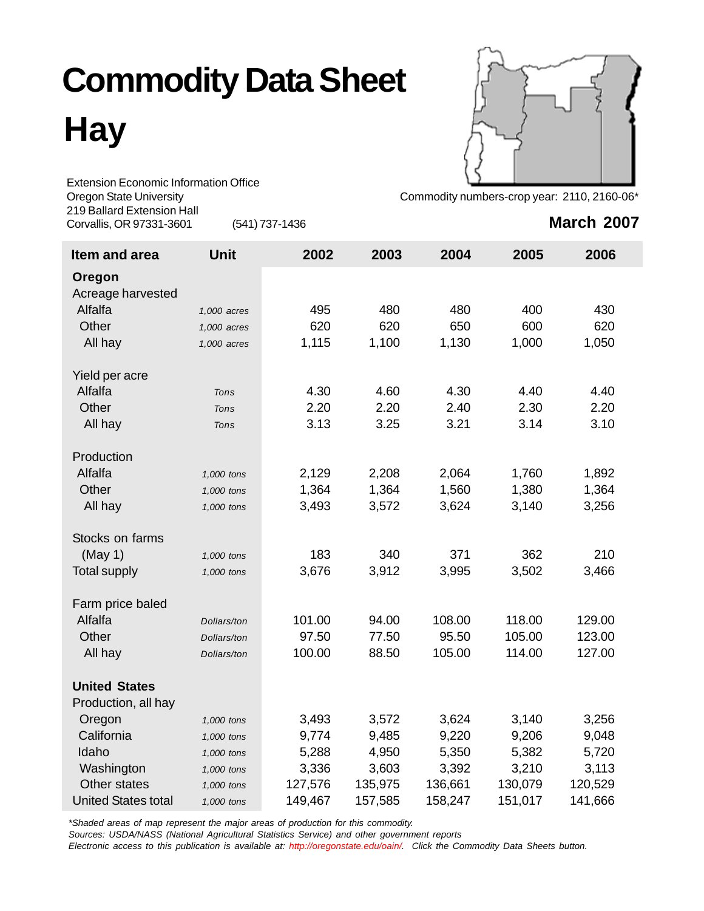# Commodity Data Sheet

# Hay

Extension Economic Information Office
Oregon State University
219 Ballard Extension Hall
Corvallis, OR 97331-3601 (541) 737-1436

Commodity numbers-crop year: 2110, 2160-06*

**March 2007**

| Item and area | Unit | 2002 | 2003 | 2004 | 2005 | 2006 |
|---|---|---|---|---|---|---|
| **Oregon** | | | | | | |
| Acreage harvested | | | | | | |
| Alfalfa | *1,000 acres* | 495 | 480 | 480 | 400 | 430 |
| Other | *1,000 acres* | 620 | 620 | 650 | 600 | 620 |
| All hay | *1,000 acres* | 1,115 | 1,100 | 1,130 | 1,000 | 1,050 |
| Yield per acre | | | | | | |
| Alfalfa | *Tons* | 4.30 | 4.60 | 4.30 | 4.40 | 4.40 |
| Other | *Tons* | 2.20 | 2.20 | 2.40 | 2.30 | 2.20 |
| All hay | *Tons* | 3.13 | 3.25 | 3.21 | 3.14 | 3.10 |
| Production | | | | | | |
| Alfalfa | *1,000 tons* | 2,129 | 2,208 | 2,064 | 1,760 | 1,892 |
| Other | *1,000 tons* | 1,364 | 1,364 | 1,560 | 1,380 | 1,364 |
| All hay | *1,000 tons* | 3,493 | 3,572 | 3,624 | 3,140 | 3,256 |
| Stocks on farms (May 1) | *1,000 tons* | 183 | 340 | 371 | 362 | 210 |
| Total supply | *1,000 tons* | 3,676 | 3,912 | 3,995 | 3,502 | 3,466 |
| Farm price baled | | | | | | |
| Alfalfa | *Dollars/ton* | 101.00 | 94.00 | 108.00 | 118.00 | 129.00 |
| Other | *Dollars/ton* | 97.50 | 77.50 | 95.50 | 105.00 | 123.00 |
| All hay | *Dollars/ton* | 100.00 | 88.50 | 105.00 | 114.00 | 127.00 |
| **United States** | | | | | | |
| Production, all hay | | | | | | |
| Oregon | *1,000 tons* | 3,493 | 3,572 | 3,624 | 3,140 | 3,256 |
| California | *1,000 tons* | 9,774 | 9,485 | 9,220 | 9,206 | 9,048 |
| Idaho | *1,000 tons* | 5,288 | 4,950 | 5,350 | 5,382 | 5,720 |
| Washington | *1,000 tons* | 3,336 | 3,603 | 3,392 | 3,210 | 3,113 |
| Other states | *1,000 tons* | 127,576 | 135,975 | 136,661 | 130,079 | 120,529 |
| United States total | *1,000 tons* | 149,467 | 157,585 | 158,247 | 151,017 | 141,666 |

*\*Shaded areas of map represent the major areas of production for this commodity.*
*Sources: USDA/NASS (National Agricultural Statistics Service) and other government reports*
*Electronic access to this publication is available at: http://oregonstate.edu/oain/. Click the Commodity Data Sheets button.*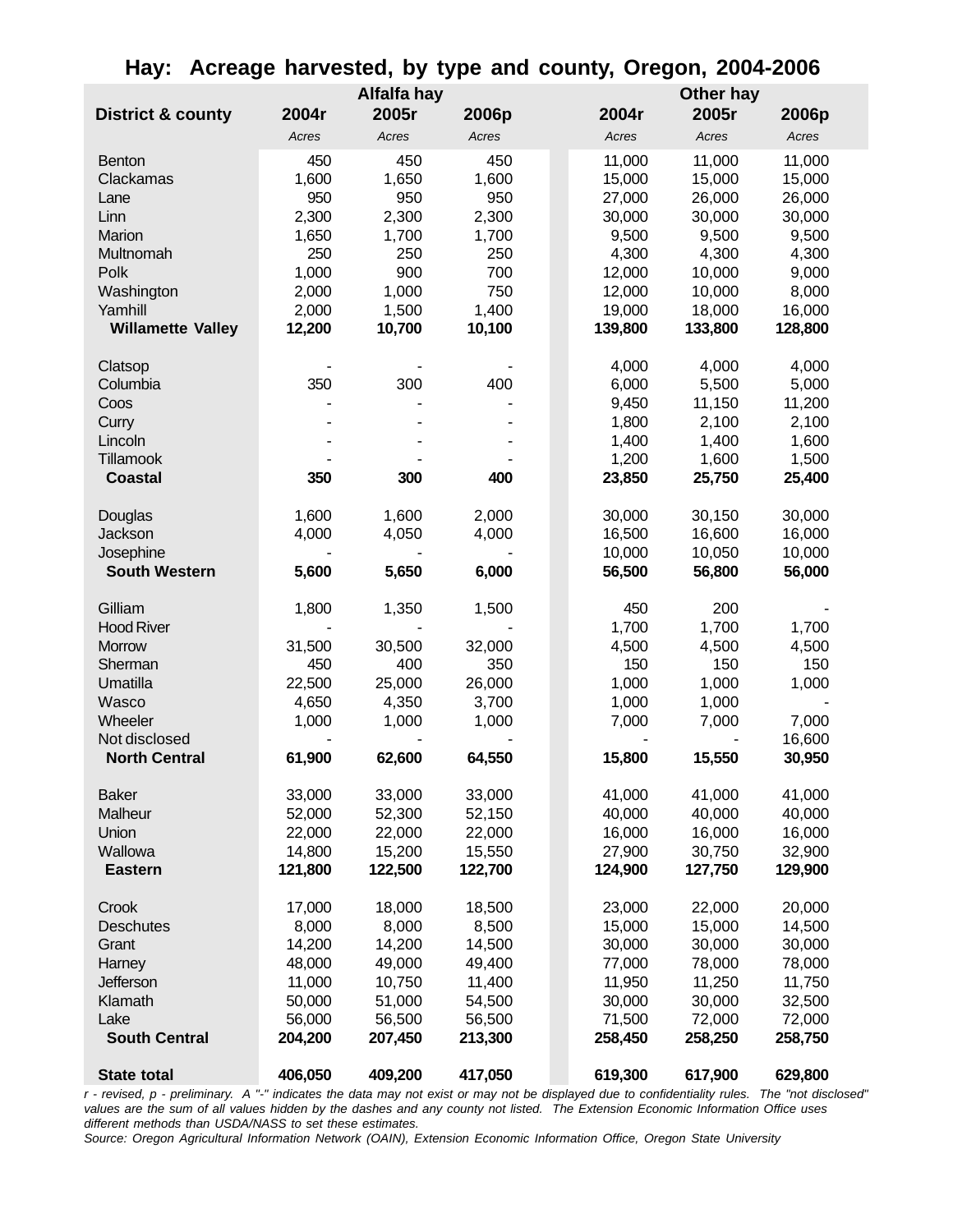# Hay: Acreage harvested, by type and county, Oregon, 2004-2006

| District & county | Alfalfa hay | | | Other hay | | |
|---|---|---|---|---|---|---|
| | 2004r | 2005r | 2006p | 2004r | 2005r | 2006p |
| | *Acres* | *Acres* | *Acres* | *Acres* | *Acres* | *Acres* |
| Benton | 450 | 450 | 450 | 11,000 | 11,000 | 11,000 |
| Clackamas | 1,600 | 1,650 | 1,600 | 15,000 | 15,000 | 15,000 |
| Lane | 950 | 950 | 950 | 27,000 | 26,000 | 26,000 |
| Linn | 2,300 | 2,300 | 2,300 | 30,000 | 30,000 | 30,000 |
| Marion | 1,650 | 1,700 | 1,700 | 9,500 | 9,500 | 9,500 |
| Multnomah | 250 | 250 | 250 | 4,300 | 4,300 | 4,300 |
| Polk | 1,000 | 900 | 700 | 12,000 | 10,000 | 9,000 |
| Washington | 2,000 | 1,000 | 750 | 12,000 | 10,000 | 8,000 |
| Yamhill | 2,000 | 1,500 | 1,400 | 19,000 | 18,000 | 16,000 |
| **Willamette Valley** | **12,200** | **10,700** | **10,100** | **139,800** | **133,800** | **128,800** |
| Clatsop | - | - | - | 4,000 | 4,000 | 4,000 |
| Columbia | 350 | 300 | 400 | 6,000 | 5,500 | 5,000 |
| Coos | - | - | - | 9,450 | 11,150 | 11,200 |
| Curry | - | - | - | 1,800 | 2,100 | 2,100 |
| Lincoln | - | - | - | 1,400 | 1,400 | 1,600 |
| Tillamook | - | - | - | 1,200 | 1,600 | 1,500 |
| **Coastal** | **350** | **300** | **400** | **23,850** | **25,750** | **25,400** |
| Douglas | 1,600 | 1,600 | 2,000 | 30,000 | 30,150 | 30,000 |
| Jackson | 4,000 | 4,050 | 4,000 | 16,500 | 16,600 | 16,000 |
| Josephine | - | - | - | 10,000 | 10,050 | 10,000 |
| **South Western** | **5,600** | **5,650** | **6,000** | **56,500** | **56,800** | **56,000** |
| Gilliam | 1,800 | 1,350 | 1,500 | 450 | 200 | - |
| Hood River | - | - | - | 1,700 | 1,700 | 1,700 |
| Morrow | 31,500 | 30,500 | 32,000 | 4,500 | 4,500 | 4,500 |
| Sherman | 450 | 400 | 350 | 150 | 150 | 150 |
| Umatilla | 22,500 | 25,000 | 26,000 | 1,000 | 1,000 | 1,000 |
| Wasco | 4,650 | 4,350 | 3,700 | 1,000 | 1,000 | - |
| Wheeler | 1,000 | 1,000 | 1,000 | 7,000 | 7,000 | 7,000 |
| Not disclosed | - | - | - | - | - | 16,600 |
| **North Central** | **61,900** | **62,600** | **64,550** | **15,800** | **15,550** | **30,950** |
| Baker | 33,000 | 33,000 | 33,000 | 41,000 | 41,000 | 41,000 |
| Malheur | 52,000 | 52,300 | 52,150 | 40,000 | 40,000 | 40,000 |
| Union | 22,000 | 22,000 | 22,000 | 16,000 | 16,000 | 16,000 |
| Wallowa | 14,800 | 15,200 | 15,550 | 27,900 | 30,750 | 32,900 |
| **Eastern** | **121,800** | **122,500** | **122,700** | **124,900** | **127,750** | **129,900** |
| Crook | 17,000 | 18,000 | 18,500 | 23,000 | 22,000 | 20,000 |
| Deschutes | 8,000 | 8,000 | 8,500 | 15,000 | 15,000 | 14,500 |
| Grant | 14,200 | 14,200 | 14,500 | 30,000 | 30,000 | 30,000 |
| Harney | 48,000 | 49,000 | 49,400 | 77,000 | 78,000 | 78,000 |
| Jefferson | 11,000 | 10,750 | 11,400 | 11,950 | 11,250 | 11,750 |
| Klamath | 50,000 | 51,000 | 54,500 | 30,000 | 30,000 | 32,500 |
| Lake | 56,000 | 56,500 | 56,500 | 71,500 | 72,000 | 72,000 |
| **South Central** | **204,200** | **207,450** | **213,300** | **258,450** | **258,250** | **258,750** |
| **State total** | **406,050** | **409,200** | **417,050** | **619,300** | **617,900** | **629,800** |

*r - revised, p - preliminary. A "-" indicates the data may not exist or may not be displayed due to confidentiality rules. The "not disclosed" values are the sum of all values hidden by the dashes and any county not listed. The Extension Economic Information Office uses different methods than USDA/NASS to set these estimates.*

*Source: Oregon Agricultural Information Network (OAIN), Extension Economic Information Office, Oregon State University*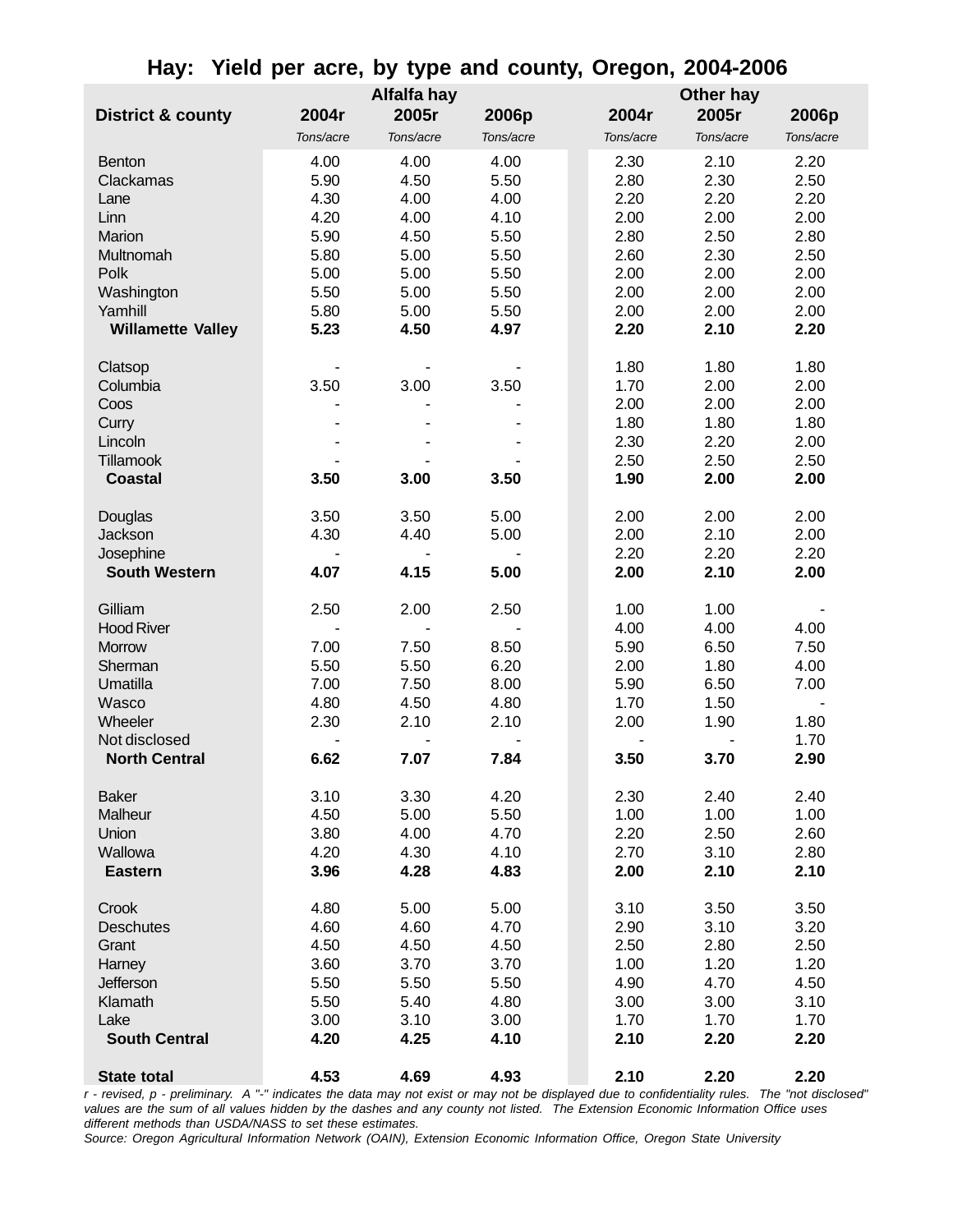# Hay: Yield per acre, by type and county, Oregon, 2004-2006

| District & county | Alfalfa hay | | | Other hay | | |
|---|---|---|---|---|---|---|
| | 2004r | 2005r | 2006p | 2004r | 2005r | 2006p |
| | *Tons/acre* | *Tons/acre* | *Tons/acre* | *Tons/acre* | *Tons/acre* | *Tons/acre* |
| Benton | 4.00 | 4.00 | 4.00 | 2.30 | 2.10 | 2.20 |
| Clackamas | 5.90 | 4.50 | 5.50 | 2.80 | 2.30 | 2.50 |
| Lane | 4.30 | 4.00 | 4.00 | 2.20 | 2.20 | 2.20 |
| Linn | 4.20 | 4.00 | 4.10 | 2.00 | 2.00 | 2.00 |
| Marion | 5.90 | 4.50 | 5.50 | 2.80 | 2.50 | 2.80 |
| Multnomah | 5.80 | 5.00 | 5.50 | 2.60 | 2.30 | 2.50 |
| Polk | 5.00 | 5.00 | 5.50 | 2.00 | 2.00 | 2.00 |
| Washington | 5.50 | 5.00 | 5.50 | 2.00 | 2.00 | 2.00 |
| Yamhill | 5.80 | 5.00 | 5.50 | 2.00 | 2.00 | 2.00 |
| **Willamette Valley** | **5.23** | **4.50** | **4.97** | **2.20** | **2.10** | **2.20** |
| | | | | | | |
| Clatsop | - | - | - | 1.80 | 1.80 | 1.80 |
| Columbia | 3.50 | 3.00 | 3.50 | 1.70 | 2.00 | 2.00 |
| Coos | - | - | - | 2.00 | 2.00 | 2.00 |
| Curry | - | - | - | 1.80 | 1.80 | 1.80 |
| Lincoln | - | - | - | 2.30 | 2.20 | 2.00 |
| Tillamook | - | - | - | 2.50 | 2.50 | 2.50 |
| **Coastal** | **3.50** | **3.00** | **3.50** | **1.90** | **2.00** | **2.00** |
| | | | | | | |
| Douglas | 3.50 | 3.50 | 5.00 | 2.00 | 2.00 | 2.00 |
| Jackson | 4.30 | 4.40 | 5.00 | 2.00 | 2.10 | 2.00 |
| Josephine | - | - | - | 2.20 | 2.20 | 2.20 |
| **South Western** | **4.07** | **4.15** | **5.00** | **2.00** | **2.10** | **2.00** |
| | | | | | | |
| Gilliam | 2.50 | 2.00 | 2.50 | 1.00 | 1.00 | - |
| Hood River | - | - | - | 4.00 | 4.00 | 4.00 |
| Morrow | 7.00 | 7.50 | 8.50 | 5.90 | 6.50 | 7.50 |
| Sherman | 5.50 | 5.50 | 6.20 | 2.00 | 1.80 | 4.00 |
| Umatilla | 7.00 | 7.50 | 8.00 | 5.90 | 6.50 | 7.00 |
| Wasco | 4.80 | 4.50 | 4.80 | 1.70 | 1.50 | - |
| Wheeler | 2.30 | 2.10 | 2.10 | 2.00 | 1.90 | 1.80 |
| Not disclosed | - | - | - | - | - | 1.70 |
| **North Central** | **6.62** | **7.07** | **7.84** | **3.50** | **3.70** | **2.90** |
| | | | | | | |
| Baker | 3.10 | 3.30 | 4.20 | 2.30 | 2.40 | 2.40 |
| Malheur | 4.50 | 5.00 | 5.50 | 1.00 | 1.00 | 1.00 |
| Union | 3.80 | 4.00 | 4.70 | 2.20 | 2.50 | 2.60 |
| Wallowa | 4.20 | 4.30 | 4.10 | 2.70 | 3.10 | 2.80 |
| **Eastern** | **3.96** | **4.28** | **4.83** | **2.00** | **2.10** | **2.10** |
| | | | | | | |
| Crook | 4.80 | 5.00 | 5.00 | 3.10 | 3.50 | 3.50 |
| Deschutes | 4.60 | 4.60 | 4.70 | 2.90 | 3.10 | 3.20 |
| Grant | 4.50 | 4.50 | 4.50 | 2.50 | 2.80 | 2.50 |
| Harney | 3.60 | 3.70 | 3.70 | 1.00 | 1.20 | 1.20 |
| Jefferson | 5.50 | 5.50 | 5.50 | 4.90 | 4.70 | 4.50 |
| Klamath | 5.50 | 5.40 | 4.80 | 3.00 | 3.00 | 3.10 |
| Lake | 3.00 | 3.10 | 3.00 | 1.70 | 1.70 | 1.70 |
| **South Central** | **4.20** | **4.25** | **4.10** | **2.10** | **2.20** | **2.20** |
| | | | | | | |
| **State total** | **4.53** | **4.69** | **4.93** | **2.10** | **2.20** | **2.20** |

*r - revised, p - preliminary. A "-" indicates the data may not exist or may not be displayed due to confidentiality rules. The "not disclosed" values are the sum of all values hidden by the dashes and any county not listed. The Extension Economic Information Office uses different methods than USDA/NASS to set these estimates.*

*Source: Oregon Agricultural Information Network (OAIN), Extension Economic Information Office, Oregon State University*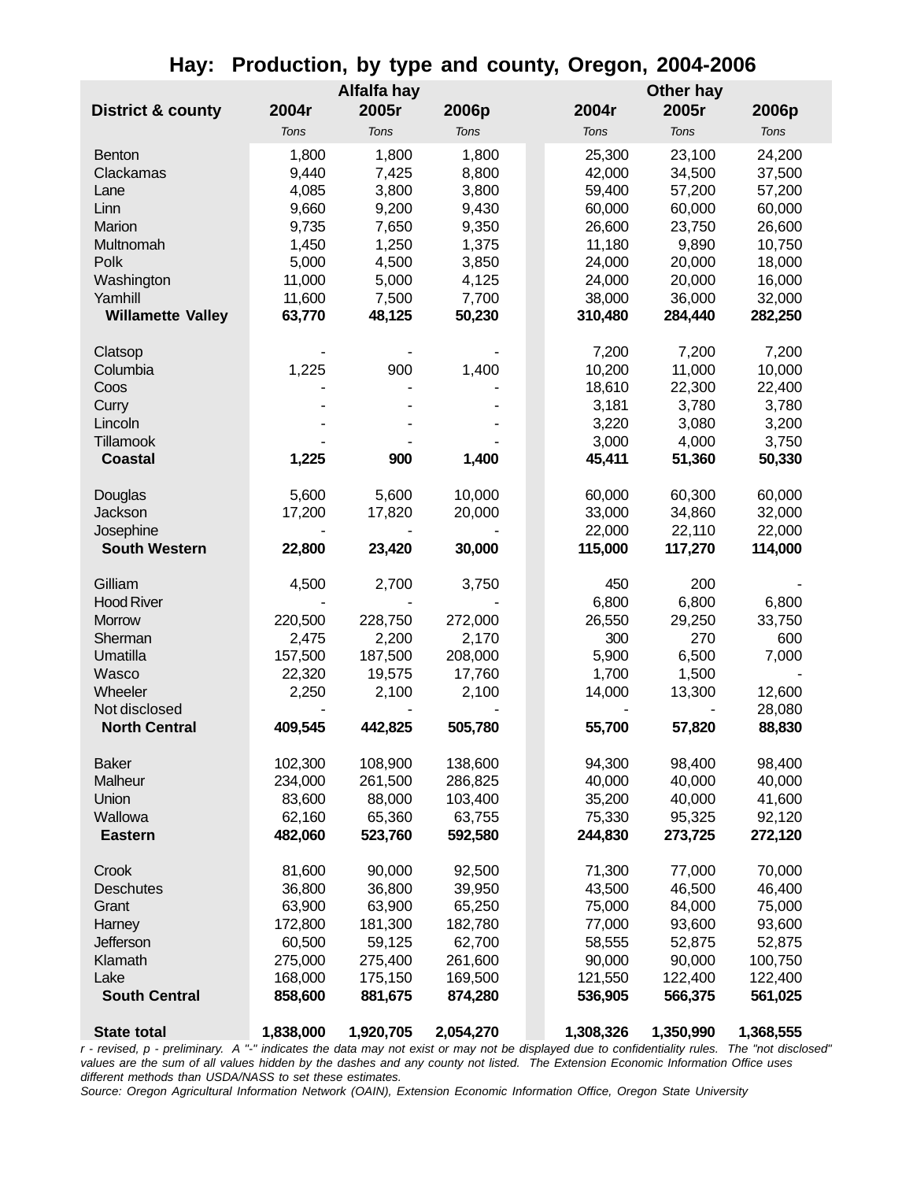# Hay: Production, by type and county, Oregon, 2004-2006

| District & county | Alfalfa hay | | | Other hay | | |
|---|---|---|---|---|---|---|
| | 2004r | 2005r | 2006p | 2004r | 2005r | 2006p |
| | *Tons* | *Tons* | *Tons* | *Tons* | *Tons* | *Tons* |
| Benton | 1,800 | 1,800 | 1,800 | 25,300 | 23,100 | 24,200 |
| Clackamas | 9,440 | 7,425 | 8,800 | 42,000 | 34,500 | 37,500 |
| Lane | 4,085 | 3,800 | 3,800 | 59,400 | 57,200 | 57,200 |
| Linn | 9,660 | 9,200 | 9,430 | 60,000 | 60,000 | 60,000 |
| Marion | 9,735 | 7,650 | 9,350 | 26,600 | 23,750 | 26,600 |
| Multnomah | 1,450 | 1,250 | 1,375 | 11,180 | 9,890 | 10,750 |
| Polk | 5,000 | 4,500 | 3,850 | 24,000 | 20,000 | 18,000 |
| Washington | 11,000 | 5,000 | 4,125 | 24,000 | 20,000 | 16,000 |
| Yamhill | 11,600 | 7,500 | 7,700 | 38,000 | 36,000 | 32,000 |
| **Willamette Valley** | **63,770** | **48,125** | **50,230** | **310,480** | **284,440** | **282,250** |
| Clatsop | - | - | - | 7,200 | 7,200 | 7,200 |
| Columbia | 1,225 | 900 | 1,400 | 10,200 | 11,000 | 10,000 |
| Coos | - | - | - | 18,610 | 22,300 | 22,400 |
| Curry | - | - | - | 3,181 | 3,780 | 3,780 |
| Lincoln | - | - | - | 3,220 | 3,080 | 3,200 |
| Tillamook | - | - | - | 3,000 | 4,000 | 3,750 |
| **Coastal** | **1,225** | **900** | **1,400** | **45,411** | **51,360** | **50,330** |
| Douglas | 5,600 | 5,600 | 10,000 | 60,000 | 60,300 | 60,000 |
| Jackson | 17,200 | 17,820 | 20,000 | 33,000 | 34,860 | 32,000 |
| Josephine | - | - | - | 22,000 | 22,110 | 22,000 |
| **South Western** | **22,800** | **23,420** | **30,000** | **115,000** | **117,270** | **114,000** |
| Gilliam | 4,500 | 2,700 | 3,750 | 450 | 200 | - |
| Hood River | - | - | - | 6,800 | 6,800 | 6,800 |
| Morrow | 220,500 | 228,750 | 272,000 | 26,550 | 29,250 | 33,750 |
| Sherman | 2,475 | 2,200 | 2,170 | 300 | 270 | 600 |
| Umatilla | 157,500 | 187,500 | 208,000 | 5,900 | 6,500 | 7,000 |
| Wasco | 22,320 | 19,575 | 17,760 | 1,700 | 1,500 | - |
| Wheeler | 2,250 | 2,100 | 2,100 | 14,000 | 13,300 | 12,600 |
| Not disclosed | - | - | - | - | - | 28,080 |
| **North Central** | **409,545** | **442,825** | **505,780** | **55,700** | **57,820** | **88,830** |
| Baker | 102,300 | 108,900 | 138,600 | 94,300 | 98,400 | 98,400 |
| Malheur | 234,000 | 261,500 | 286,825 | 40,000 | 40,000 | 40,000 |
| Union | 83,600 | 88,000 | 103,400 | 35,200 | 40,000 | 41,600 |
| Wallowa | 62,160 | 65,360 | 63,755 | 75,330 | 95,325 | 92,120 |
| **Eastern** | **482,060** | **523,760** | **592,580** | **244,830** | **273,725** | **272,120** |
| Crook | 81,600 | 90,000 | 92,500 | 71,300 | 77,000 | 70,000 |
| Deschutes | 36,800 | 36,800 | 39,950 | 43,500 | 46,500 | 46,400 |
| Grant | 63,900 | 63,900 | 65,250 | 75,000 | 84,000 | 75,000 |
| Harney | 172,800 | 181,300 | 182,780 | 77,000 | 93,600 | 93,600 |
| Jefferson | 60,500 | 59,125 | 62,700 | 58,555 | 52,875 | 52,875 |
| Klamath | 275,000 | 275,400 | 261,600 | 90,000 | 90,000 | 100,750 |
| Lake | 168,000 | 175,150 | 169,500 | 121,550 | 122,400 | 122,400 |
| **South Central** | **858,600** | **881,675** | **874,280** | **536,905** | **566,375** | **561,025** |
| **State total** | **1,838,000** | **1,920,705** | **2,054,270** | **1,308,326** | **1,350,990** | **1,368,555** |

*r - revised, p - preliminary. A "-" indicates the data may not exist or may not be displayed due to confidentiality rules. The "not disclosed" values are the sum of all values hidden by the dashes and any county not listed. The Extension Economic Information Office uses different methods than USDA/NASS to set these estimates.*

*Source: Oregon Agricultural Information Network (OAIN), Extension Economic Information Office, Oregon State University*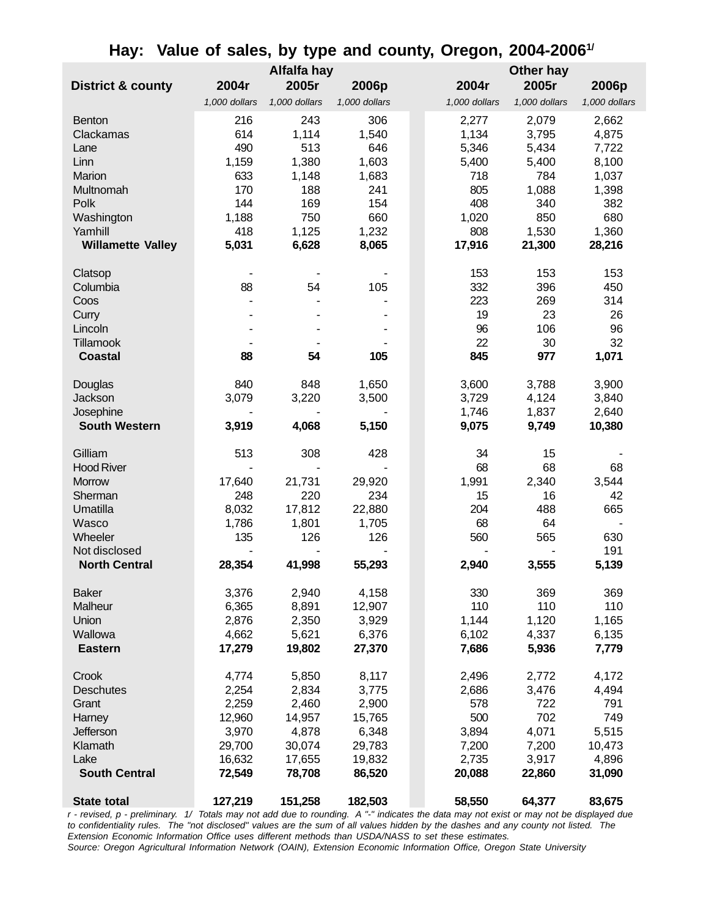# Hay: Value of sales, by type and county, Oregon, 2004-2006[1/]

| District & county | Alfalfa hay | | | Other hay | | |
|---|---|---|---|---|---|---|
| | 2004r | 2005r | 2006p | 2004r | 2005r | 2006p |
| | *1,000 dollars* | *1,000 dollars* | *1,000 dollars* | *1,000 dollars* | *1,000 dollars* | *1,000 dollars* |
| Benton | 216 | 243 | 306 | 2,277 | 2,079 | 2,662 |
| Clackamas | 614 | 1,114 | 1,540 | 1,134 | 3,795 | 4,875 |
| Lane | 490 | 513 | 646 | 5,346 | 5,434 | 7,722 |
| Linn | 1,159 | 1,380 | 1,603 | 5,400 | 5,400 | 8,100 |
| Marion | 633 | 1,148 | 1,683 | 718 | 784 | 1,037 |
| Multnomah | 170 | 188 | 241 | 805 | 1,088 | 1,398 |
| Polk | 144 | 169 | 154 | 408 | 340 | 382 |
| Washington | 1,188 | 750 | 660 | 1,020 | 850 | 680 |
| Yamhill | 418 | 1,125 | 1,232 | 808 | 1,530 | 1,360 |
| **Willamette Valley** | **5,031** | **6,628** | **8,065** | **17,916** | **21,300** | **28,216** |
| Clatsop | - | - | - | 153 | 153 | 153 |
| Columbia | 88 | 54 | 105 | 332 | 396 | 450 |
| Coos | - | - | - | 223 | 269 | 314 |
| Curry | - | - | - | 19 | 23 | 26 |
| Lincoln | - | - | - | 96 | 106 | 96 |
| Tillamook | - | - | - | 22 | 30 | 32 |
| **Coastal** | **88** | **54** | **105** | **845** | **977** | **1,071** |
| Douglas | 840 | 848 | 1,650 | 3,600 | 3,788 | 3,900 |
| Jackson | 3,079 | 3,220 | 3,500 | 3,729 | 4,124 | 3,840 |
| Josephine | - | - | - | 1,746 | 1,837 | 2,640 |
| **South Western** | **3,919** | **4,068** | **5,150** | **9,075** | **9,749** | **10,380** |
| Gilliam | 513 | 308 | 428 | 34 | 15 | - |
| Hood River | - | - | - | 68 | 68 | 68 |
| Morrow | 17,640 | 21,731 | 29,920 | 1,991 | 2,340 | 3,544 |
| Sherman | 248 | 220 | 234 | 15 | 16 | 42 |
| Umatilla | 8,032 | 17,812 | 22,880 | 204 | 488 | 665 |
| Wasco | 1,786 | 1,801 | 1,705 | 68 | 64 | - |
| Wheeler | 135 | 126 | 126 | 560 | 565 | 630 |
| Not disclosed | - | - | - | - | - | 191 |
| **North Central** | **28,354** | **41,998** | **55,293** | **2,940** | **3,555** | **5,139** |
| Baker | 3,376 | 2,940 | 4,158 | 330 | 369 | 369 |
| Malheur | 6,365 | 8,891 | 12,907 | 110 | 110 | 110 |
| Union | 2,876 | 2,350 | 3,929 | 1,144 | 1,120 | 1,165 |
| Wallowa | 4,662 | 5,621 | 6,376 | 6,102 | 4,337 | 6,135 |
| **Eastern** | **17,279** | **19,802** | **27,370** | **7,686** | **5,936** | **7,779** |
| Crook | 4,774 | 5,850 | 8,117 | 2,496 | 2,772 | 4,172 |
| Deschutes | 2,254 | 2,834 | 3,775 | 2,686 | 3,476 | 4,494 |
| Grant | 2,259 | 2,460 | 2,900 | 578 | 722 | 791 |
| Harney | 12,960 | 14,957 | 15,765 | 500 | 702 | 749 |
| Jefferson | 3,970 | 4,878 | 6,348 | 3,894 | 4,071 | 5,515 |
| Klamath | 29,700 | 30,074 | 29,783 | 7,200 | 7,200 | 10,473 |
| Lake | 16,632 | 17,655 | 19,832 | 2,735 | 3,917 | 4,896 |
| **South Central** | **72,549** | **78,708** | **86,520** | **20,088** | **22,860** | **31,090** |
| **State total** | **127,219** | **151,258** | **182,503** | **58,550** | **64,377** | **83,675** |

*r - revised, p - preliminary. 1/ Totals may not add due to rounding. A "-" indicates the data may not exist or may not be displayed due to confidentiality rules. The "not disclosed" values are the sum of all values hidden by the dashes and any county not listed. The Extension Economic Information Office uses different methods than USDA/NASS to set these estimates.*

*Source: Oregon Agricultural Information Network (OAIN), Extension Economic Information Office, Oregon State University*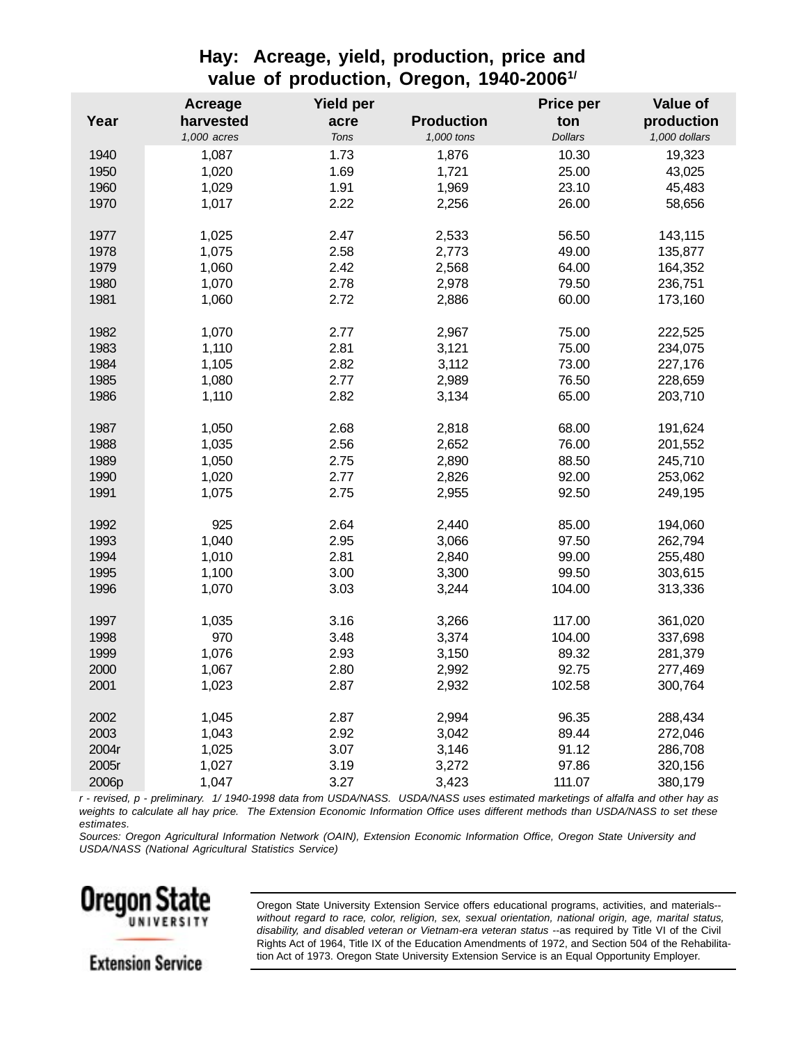# Hay: Acreage, yield, production, price and value of production, Oregon, 1940-2006[1/]

| Year | Acreage harvested | Yield per acre | Production | Price per ton | Value of production |
|---|---|---|---|---|---|
| | *1,000 acres* | *Tons* | *1,000 tons* | *Dollars* | *1,000 dollars* |
| 1940 | 1,087 | 1.73 | 1,876 | 10.30 | 19,323 |
| 1950 | 1,020 | 1.69 | 1,721 | 25.00 | 43,025 |
| 1960 | 1,029 | 1.91 | 1,969 | 23.10 | 45,483 |
| 1970 | 1,017 | 2.22 | 2,256 | 26.00 | 58,656 |
| 1977 | 1,025 | 2.47 | 2,533 | 56.50 | 143,115 |
| 1978 | 1,075 | 2.58 | 2,773 | 49.00 | 135,877 |
| 1979 | 1,060 | 2.42 | 2,568 | 64.00 | 164,352 |
| 1980 | 1,070 | 2.78 | 2,978 | 79.50 | 236,751 |
| 1981 | 1,060 | 2.72 | 2,886 | 60.00 | 173,160 |
| 1982 | 1,070 | 2.77 | 2,967 | 75.00 | 222,525 |
| 1983 | 1,110 | 2.81 | 3,121 | 75.00 | 234,075 |
| 1984 | 1,105 | 2.82 | 3,112 | 73.00 | 227,176 |
| 1985 | 1,080 | 2.77 | 2,989 | 76.50 | 228,659 |
| 1986 | 1,110 | 2.82 | 3,134 | 65.00 | 203,710 |
| 1987 | 1,050 | 2.68 | 2,818 | 68.00 | 191,624 |
| 1988 | 1,035 | 2.56 | 2,652 | 76.00 | 201,552 |
| 1989 | 1,050 | 2.75 | 2,890 | 88.50 | 245,710 |
| 1990 | 1,020 | 2.77 | 2,826 | 92.00 | 253,062 |
| 1991 | 1,075 | 2.75 | 2,955 | 92.50 | 249,195 |
| 1992 | 925 | 2.64 | 2,440 | 85.00 | 194,060 |
| 1993 | 1,040 | 2.95 | 3,066 | 97.50 | 262,794 |
| 1994 | 1,010 | 2.81 | 2,840 | 99.00 | 255,480 |
| 1995 | 1,100 | 3.00 | 3,300 | 99.50 | 303,615 |
| 1996 | 1,070 | 3.03 | 3,244 | 104.00 | 313,336 |
| 1997 | 1,035 | 3.16 | 3,266 | 117.00 | 361,020 |
| 1998 | 970 | 3.48 | 3,374 | 104.00 | 337,698 |
| 1999 | 1,076 | 2.93 | 3,150 | 89.32 | 281,379 |
| 2000 | 1,067 | 2.80 | 2,992 | 92.75 | 277,469 |
| 2001 | 1,023 | 2.87 | 2,932 | 102.58 | 300,764 |
| 2002 | 1,045 | 2.87 | 2,994 | 96.35 | 288,434 |
| 2003 | 1,043 | 2.92 | 3,042 | 89.44 | 272,046 |
| 2004r | 1,025 | 3.07 | 3,146 | 91.12 | 286,708 |
| 2005r | 1,027 | 3.19 | 3,272 | 97.86 | 320,156 |
| 2006p | 1,047 | 3.27 | 3,423 | 111.07 | 380,179 |

*r - revised, p - preliminary. 1/ 1940-1998 data from USDA/NASS. USDA/NASS uses estimated marketings of alfalfa and other hay as weights to calculate all hay price. The Extension Economic Information Office uses different methods than USDA/NASS to set these estimates.*

*Sources: Oregon Agricultural Information Network (OAIN), Extension Economic Information Office, Oregon State University and USDA/NASS (National Agricultural Statistics Service)*

Oregon State University Extension Service

Oregon State University Extension Service offers educational programs, activities, and materials--*without regard to race, color, religion, sex, sexual orientation, national origin, age, marital status, disability, and disabled veteran or Vietnam-era veteran status* --as required by Title VI of the Civil Rights Act of 1964, Title IX of the Education Amendments of 1972, and Section 504 of the Rehabilitation Act of 1973. Oregon State University Extension Service is an Equal Opportunity Employer.